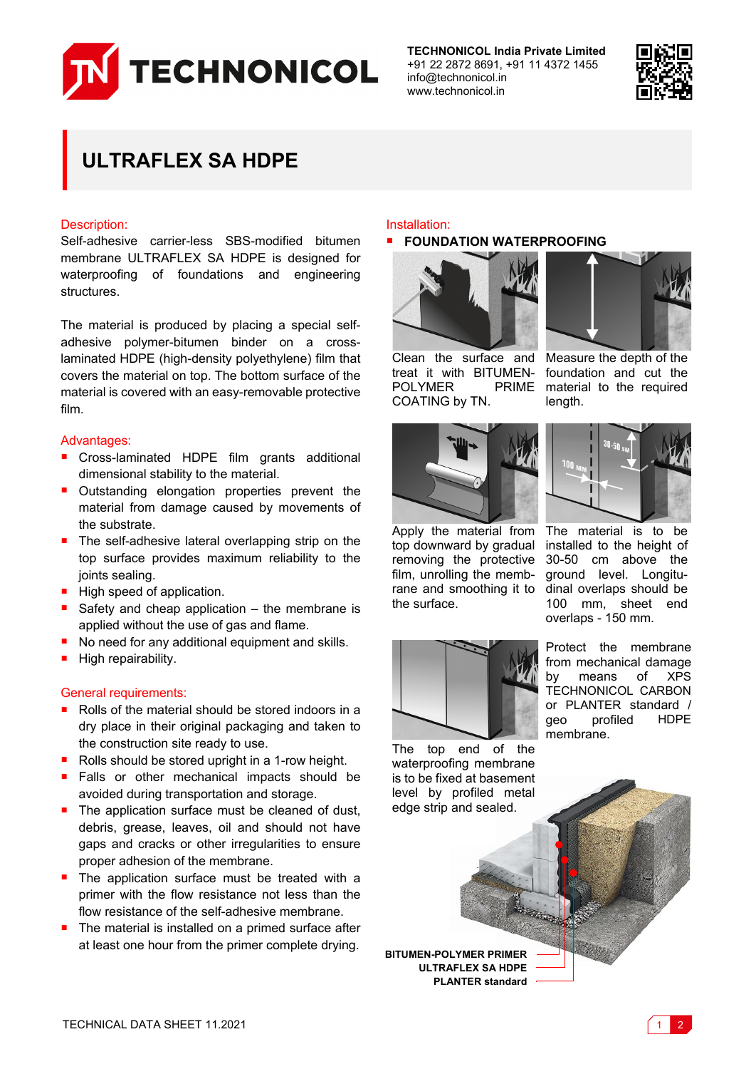# ULTRAFLEX SA HDPE

TECHNONICOL India Private Limited
+91 22 2872 8691, +91 11 4372 1455
info@technonicol.in
www.technonicol.in

## Description:

Self-adhesive carrier-less SBS-modified bitumen membrane ULTRAFLEX SA HDPE is designed for waterproofing of foundations and engineering structures.

The material is produced by placing a special self-adhesive polymer-bitumen binder on a cross-laminated HDPE (high-density polyethylene) film that covers the material on top. The bottom surface of the material is covered with an easy-removable protective film.

## Advantages:

- Cross-laminated HDPE film grants additional dimensional stability to the material.
- Outstanding elongation properties prevent the material from damage caused by movements of the substrate.
- The self-adhesive lateral overlapping strip on the top surface provides maximum reliability to the joints sealing.
- High speed of application.
- Safety and cheap application – the membrane is applied without the use of gas and flame.
- No need for any additional equipment and skills.
- High repairability.

## General requirements:

- Rolls of the material should be stored indoors in a dry place in their original packaging and taken to the construction site ready to use.
- Rolls should be stored upright in a 1-row height.
- Falls or other mechanical impacts should be avoided during transportation and storage.
- The application surface must be cleaned of dust, debris, grease, leaves, oil and should not have gaps and cracks or other irregularities to ensure proper adhesion of the membrane.
- The application surface must be treated with a primer with the flow resistance not less than the flow resistance of the self-adhesive membrane.
- The material is installed on a primed surface after at least one hour from the primer complete drying.

## Installation:

- **FOUNDATION WATERPROOFING**

Clean the surface and treat it with BITUMEN-POLYMER PRIME COATING by TN.

Measure the depth of the foundation and cut the material to the required length.

Apply the material from top downward by gradual removing the protective film, unrolling the membrane and smoothing it to the surface.

The material is to be installed to the height of 30-50 cm above the ground level. Longitudinal overlaps should be 100 mm, sheet end overlaps - 150 mm.

The top end of the waterproofing membrane is to be fixed at basement level by profiled metal edge strip and sealed.

Protect the membrane from mechanical damage by means of XPS TECHNONICOL CARBON or PLANTER standard / geo profiled HDPE membrane.

**BITUMEN-POLYMER PRIMER**
**ULTRAFLEX SA HDPE**
**PLANTER standard**

TECHNICAL DATA SHEET 11.2021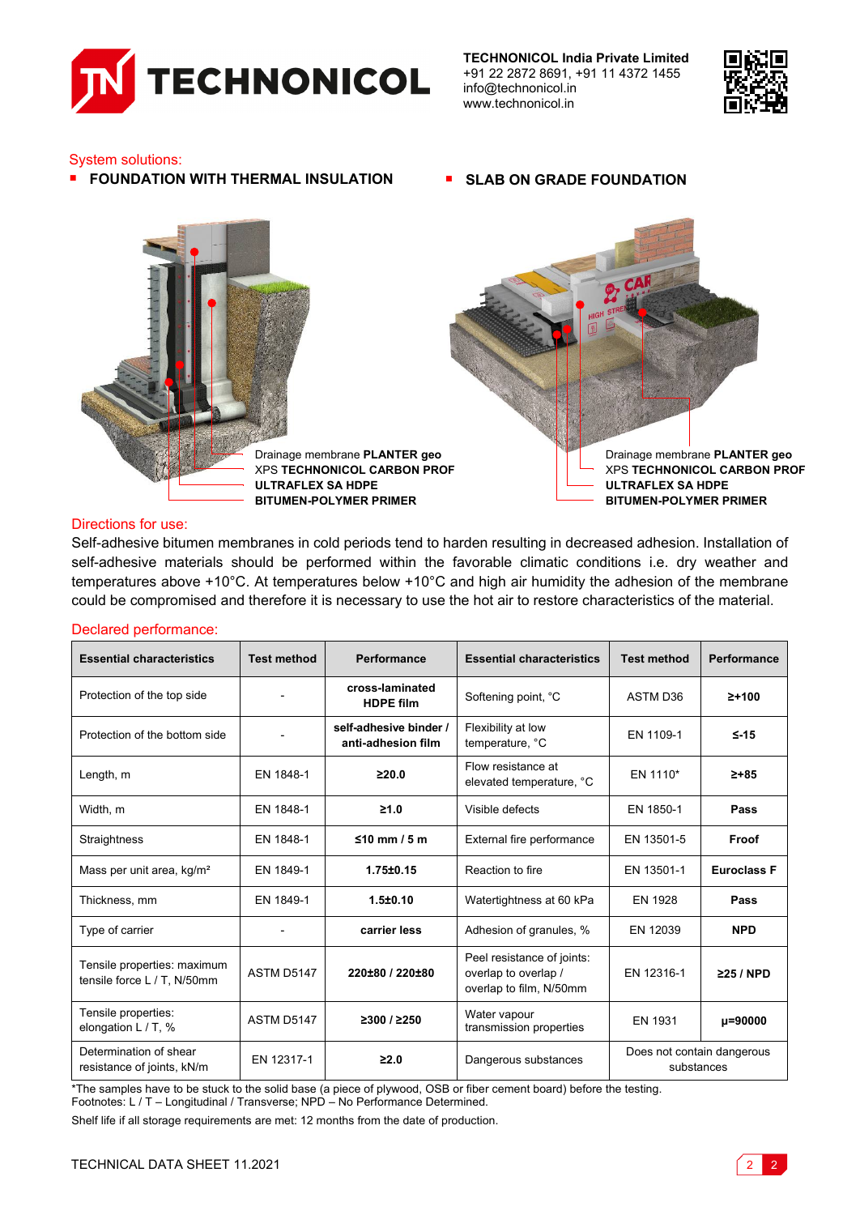TECHNONICOL

**TECHNONICOL India Private Limited**
+91 22 2872 8691, +91 11 4372 1455
info@technonicol.in
www.technonicol.in

System solutions:

- **FOUNDATION WITH THERMAL INSULATION**
- **SLAB ON GRADE FOUNDATION**

Drainage membrane **PLANTER geo**
XPS **TECHNONICOL CARBON PROF**
**ULTRAFLEX SA HDPE**
**BITUMEN-POLYMER PRIMER**

Drainage membrane **PLANTER geo**
XPS **TECHNONICOL CARBON PROF**
**ULTRAFLEX SA HDPE**
**BITUMEN-POLYMER PRIMER**

## Directions for use:

Self-adhesive bitumen membranes in cold periods tend to harden resulting in decreased adhesion. Installation of self-adhesive materials should be performed within the favorable climatic conditions i.e. dry weather and temperatures above +10°C. At temperatures below +10°C and high air humidity the adhesion of the membrane could be compromised and therefore it is necessary to use the hot air to restore characteristics of the material.

## Declared performance:

| Essential characteristics | Test method | Performance | Essential characteristics | Test method | Performance |
|---|---|---|---|---|---|
| Protection of the top side | - | **cross-laminated HDPE film** | Softening point, °C | ASTM D36 | **≥+100** |
| Protection of the bottom side | - | **self-adhesive binder / anti-adhesion film** | Flexibility at low temperature, °C | EN 1109-1 | **≤-15** |
| Length, m | EN 1848-1 | **≥20.0** | Flow resistance at elevated temperature, °C | EN 1110* | **≥+85** |
| Width, m | EN 1848-1 | **≥1.0** | Visible defects | EN 1850-1 | **Pass** |
| Straightness | EN 1848-1 | **≤10 mm / 5 m** | External fire performance | EN 13501-5 | **Froof** |
| Mass per unit area, kg/m² | EN 1849-1 | **1.75±0.15** | Reaction to fire | EN 13501-1 | **Euroclass F** |
| Thickness, mm | EN 1849-1 | **1.5±0.10** | Watertightness at 60 kPa | EN 1928 | **Pass** |
| Type of carrier | - | **carrier less** | Adhesion of granules, % | EN 12039 | **NPD** |
| Tensile properties: maximum tensile force L / T, N/50mm | ASTM D5147 | **220±80 / 220±80** | Peel resistance of joints: overlap to overlap / overlap to film, N/50mm | EN 12316-1 | **≥25 / NPD** |
| Tensile properties: elongation L / T, % | ASTM D5147 | **≥300 / ≥250** | Water vapour transmission properties | EN 1931 | **μ=90000** |
| Determination of shear resistance of joints, kN/m | EN 12317-1 | **≥2.0** | Dangerous substances | Does not contain dangerous substances | |

*The samples have to be stuck to the solid base (a piece of plywood, OSB or fiber cement board) before the testing.
Footnotes: L / T – Longitudinal / Transverse; NPD – No Performance Determined.

Shelf life if all storage requirements are met: 12 months from the date of production.

TECHNICAL DATA SHEET 11.2021